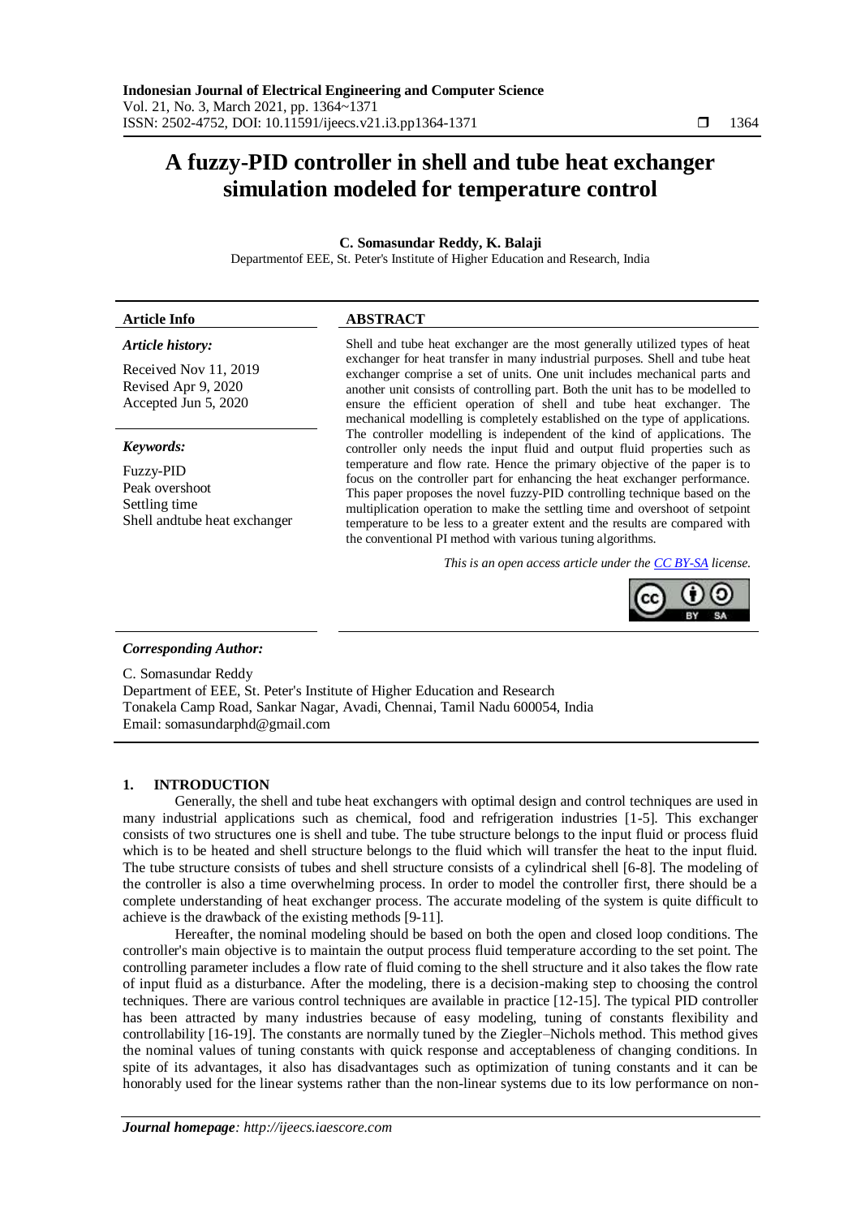# A fuzzy-PID controller in shell and tube heat exchanger simulation modeled for temperature control

**C. Somasundar Reddy, K. Balaji**

Departmentof EEE, St. Peter's Institute of Higher Education and Research, India

**Article Info**

***Article history:***

Received Nov 11, 2019
Revised Apr 9, 2020
Accepted Jun 5, 2020

***Keywords:***

Fuzzy-PID
Peak overshoot
Settling time
Shell andtube heat exchanger

**ABSTRACT**

Shell and tube heat exchanger are the most generally utilized types of heat exchanger for heat transfer in many industrial purposes. Shell and tube heat exchanger comprise a set of units. One unit includes mechanical parts and another unit consists of controlling part. Both the unit has to be modelled to ensure the efficient operation of shell and tube heat exchanger. The mechanical modelling is completely established on the type of applications. The controller modelling is independent of the kind of applications. The controller only needs the input fluid and output fluid properties such as temperature and flow rate. Hence the primary objective of the paper is to focus on the controller part for enhancing the heat exchanger performance. This paper proposes the novel fuzzy-PID controlling technique based on the multiplication operation to make the settling time and overshoot of setpoint temperature to be less to a greater extent and the results are compared with the conventional PI method with various tuning algorithms.

*This is an open access article under the CC BY-SA license.*

***Corresponding Author:***

C. Somasundar Reddy
Department of EEE, St. Peter's Institute of Higher Education and Research
Tonakela Camp Road, Sankar Nagar, Avadi, Chennai, Tamil Nadu 600054, India
Email: somasundarphd@gmail.com

## 1. INTRODUCTION

Generally, the shell and tube heat exchangers with optimal design and control techniques are used in many industrial applications such as chemical, food and refrigeration industries [1-5]. This exchanger consists of two structures one is shell and tube. The tube structure belongs to the input fluid or process fluid which is to be heated and shell structure belongs to the fluid which will transfer the heat to the input fluid. The tube structure consists of tubes and shell structure consists of a cylindrical shell [6-8]. The modeling of the controller is also a time overwhelming process. In order to model the controller first, there should be a complete understanding of heat exchanger process. The accurate modeling of the system is quite difficult to achieve is the drawback of the existing methods [9-11].

Hereafter, the nominal modeling should be based on both the open and closed loop conditions. The controller's main objective is to maintain the output process fluid temperature according to the set point. The controlling parameter includes a flow rate of fluid coming to the shell structure and it also takes the flow rate of input fluid as a disturbance. After the modeling, there is a decision-making step to choosing the control techniques. There are various control techniques are available in practice [12-15]. The typical PID controller has been attracted by many industries because of easy modeling, tuning of constants flexibility and controllability [16-19]. The constants are normally tuned by the Ziegler–Nichols method. This method gives the nominal values of tuning constants with quick response and acceptableness of changing conditions. In spite of its advantages, it also has disadvantages such as optimization of tuning constants and it can be honorably used for the linear systems rather than the non-linear systems due to its low performance on non-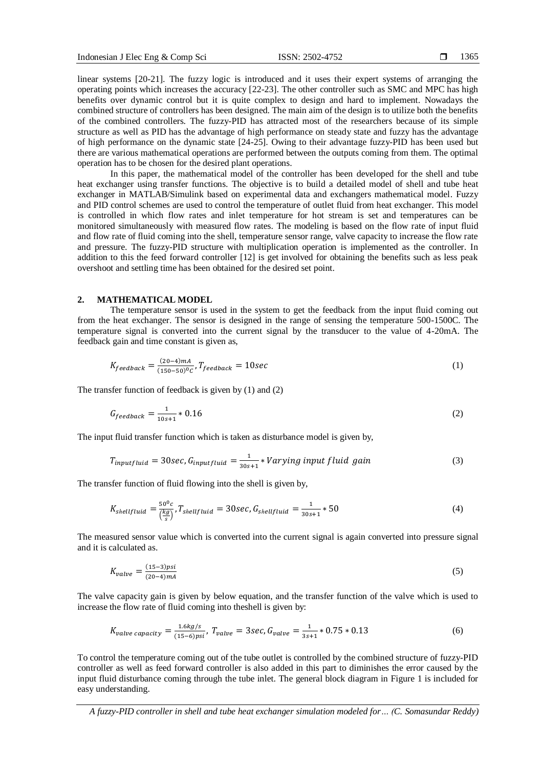linear systems [20-21]. The fuzzy logic is introduced and it uses their expert systems of arranging the operating points which increases the accuracy [22-23]. The other controller such as SMC and MPC has high benefits over dynamic control but it is quite complex to design and hard to implement. Nowadays the combined structure of controllers has been designed. The main aim of the design is to utilize both the benefits of the combined controllers. The fuzzy-PID has attracted most of the researchers because of its simple structure as well as PID has the advantage of high performance on steady state and fuzzy has the advantage of high performance on the dynamic state [24-25]. Owing to their advantage fuzzy-PID has been used but there are various mathematical operations are performed between the outputs coming from them. The optimal operation has to be chosen for the desired plant operations.

In this paper, the mathematical model of the controller has been developed for the shell and tube heat exchanger using transfer functions. The objective is to build a detailed model of shell and tube heat exchanger in MATLAB/Simulink based on experimental data and exchangers mathematical model. Fuzzy and PID control schemes are used to control the temperature of outlet fluid from heat exchanger. This model is controlled in which flow rates and inlet temperature for hot stream is set and temperatures can be monitored simultaneously with measured flow rates. The modeling is based on the flow rate of input fluid and flow rate of fluid coming into the shell, temperature sensor range, valve capacity to increase the flow rate and pressure. The fuzzy-PID structure with multiplication operation is implemented as the controller. In addition to this the feed forward controller [12] is get involved for obtaining the benefits such as less peak overshoot and settling time has been obtained for the desired set point.

## 2. MATHEMATICAL MODEL

The temperature sensor is used in the system to get the feedback from the input fluid coming out from the heat exchanger. The sensor is designed in the range of sensing the temperature 500-1500C. The temperature signal is converted into the current signal by the transducer to the value of 4-20mA. The feedback gain and time constant is given as,

$$K_{feedback} = \frac{(20-4)mA}{(150-50)^0C}, T_{feedback} = 10sec \tag{1}$$

The transfer function of feedback is given by (1) and (2)

$$G_{feedback} = \frac{1}{10s+1} * 0.16 \tag{2}$$

The input fluid transfer function which is taken as disturbance model is given by,

$$T_{inputfluid} = 30sec, G_{inputfluid} = \frac{1}{30s+1} * Varying\ input\ fluid\ gain \tag{3}$$

The transfer function of fluid flowing into the shell is given by,

$$K_{shellfluid} = \frac{50^0c}{\left(\frac{kg}{s}\right)}, T_{shellfluid} = 30sec, G_{shellfluid} = \frac{1}{30s+1} * 50 \tag{4}$$

The measured sensor value which is converted into the current signal is again converted into pressure signal and it is calculated as.

$$K_{valve} = \frac{(15-3)psi}{(20-4)mA} \tag{5}$$

The valve capacity gain is given by below equation, and the transfer function of the valve which is used to increase the flow rate of fluid coming into theshell is given by:

$$K_{valve\ capacity} = \frac{1.6kg/s}{(15-6)psi},\ T_{valve} = 3sec, G_{valve} = \frac{1}{3s+1} * 0.75 * 0.13 \tag{6}$$

To control the temperature coming out of the tube outlet is controlled by the combined structure of fuzzy-PID controller as well as feed forward controller is also added in this part to diminishes the error caused by the input fluid disturbance coming through the tube inlet. The general block diagram in Figure 1 is included for easy understanding.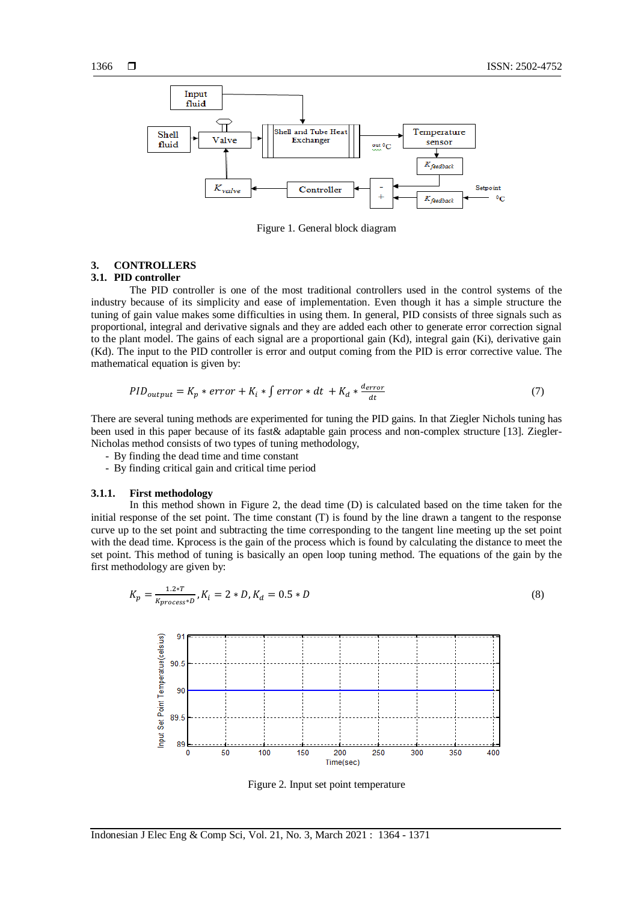Figure 1. General block diagram

## 3. CONTROLLERS

### 3.1. PID controller

The PID controller is one of the most traditional controllers used in the control systems of the industry because of its simplicity and ease of implementation. Even though it has a simple structure the tuning of gain value makes some difficulties in using them. In general, PID consists of three signals such as proportional, integral and derivative signals and they are added each other to generate error correction signal to the plant model. The gains of each signal are a proportional gain (Kd), integral gain (Ki), derivative gain (Kd). The input to the PID controller is error and output coming from the PID is error corrective value. The mathematical equation is given by:

$$PID_{output} = K_p * error + K_i * \int error * dt + K_d * \frac{d_{error}}{dt} \tag{7}$$

There are several tuning methods are experimented for tuning the PID gains. In that Ziegler Nichols tuning has been used in this paper because of its fast& adaptable gain process and non-complex structure [13]. Ziegler-Nicholas method consists of two types of tuning methodology,

- By finding the dead time and time constant
- By finding critical gain and critical time period

#### 3.1.1. First methodology

In this method shown in Figure 2, the dead time (D) is calculated based on the time taken for the initial response of the set point. The time constant (T) is found by the line drawn a tangent to the response curve up to the set point and subtracting the time corresponding to the tangent line meeting up the set point with the dead time. Kprocess is the gain of the process which is found by calculating the distance to meet the set point. This method of tuning is basically an open loop tuning method. The equations of the gain by the first methodology are given by:

$$K_p = \frac{1.2*T}{K_{process}*D}, K_i = 2*D, K_d = 0.5*D \tag{8}$$

Figure 2. Input set point temperature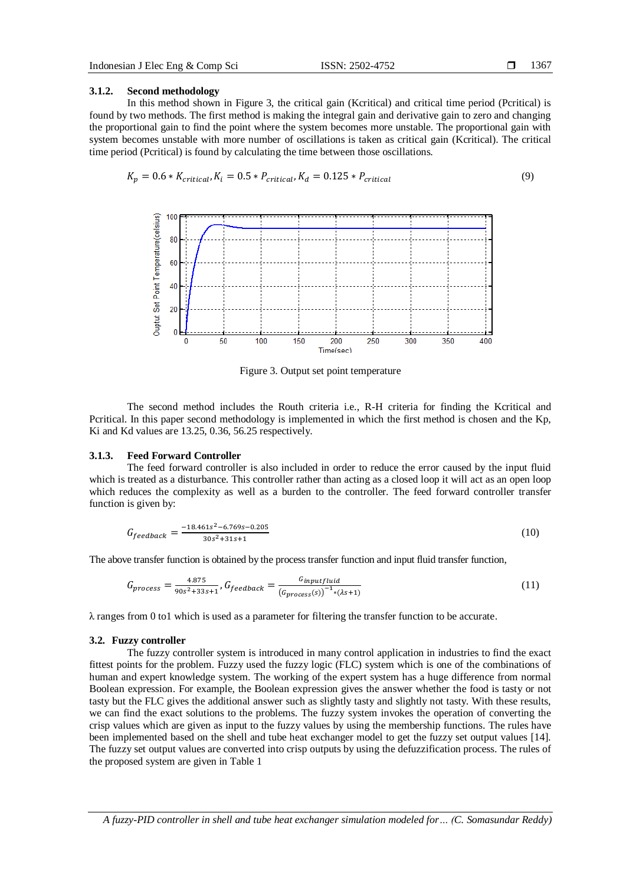### 3.1.2. Second methodology

In this method shown in Figure 3, the critical gain (Kcritical) and critical time period (Pcritical) is found by two methods. The first method is making the integral gain and derivative gain to zero and changing the proportional gain to find the point where the system becomes more unstable. The proportional gain with system becomes unstable with more number of oscillations is taken as critical gain (Kcritical). The critical time period (Pcritical) is found by calculating the time between those oscillations.

$$K_p = 0.6 * K_{critical}, K_i = 0.5 * P_{critical}, K_d = 0.125 * P_{critical} \tag{9}$$

Figure 3. Output set point temperature

The second method includes the Routh criteria i.e., R-H criteria for finding the Kcritical and Pcritical. In this paper second methodology is implemented in which the first method is chosen and the Kp, Ki and Kd values are 13.25, 0.36, 56.25 respectively.

### 3.1.3. Feed Forward Controller

The feed forward controller is also included in order to reduce the error caused by the input fluid which is treated as a disturbance. This controller rather than acting as a closed loop it will act as an open loop which reduces the complexity as well as a burden to the controller. The feed forward controller transfer function is given by:

$$G_{feedback} = \frac{-18.461s^2 - 6.769s - 0.205}{30s^2 + 31s + 1} \tag{10}$$

The above transfer function is obtained by the process transfer function and input fluid transfer function,

$$G_{process} = \frac{4.875}{90s^2 + 33s + 1}, G_{feedback} = \frac{G_{inputfluid}}{(G_{process}(s))^{-1} * (\lambda s + 1)} \tag{11}$$

λ ranges from 0 to1 which is used as a parameter for filtering the transfer function to be accurate.

## 3.2. Fuzzy controller

The fuzzy controller system is introduced in many control application in industries to find the exact fittest points for the problem. Fuzzy used the fuzzy logic (FLC) system which is one of the combinations of human and expert knowledge system. The working of the expert system has a huge difference from normal Boolean expression. For example, the Boolean expression gives the answer whether the food is tasty or not tasty but the FLC gives the additional answer such as slightly tasty and slightly not tasty. With these results, we can find the exact solutions to the problems. The fuzzy system invokes the operation of converting the crisp values which are given as input to the fuzzy values by using the membership functions. The rules have been implemented based on the shell and tube heat exchanger model to get the fuzzy set output values [14]. The fuzzy set output values are converted into crisp outputs by using the defuzzification process. The rules of the proposed system are given in Table 1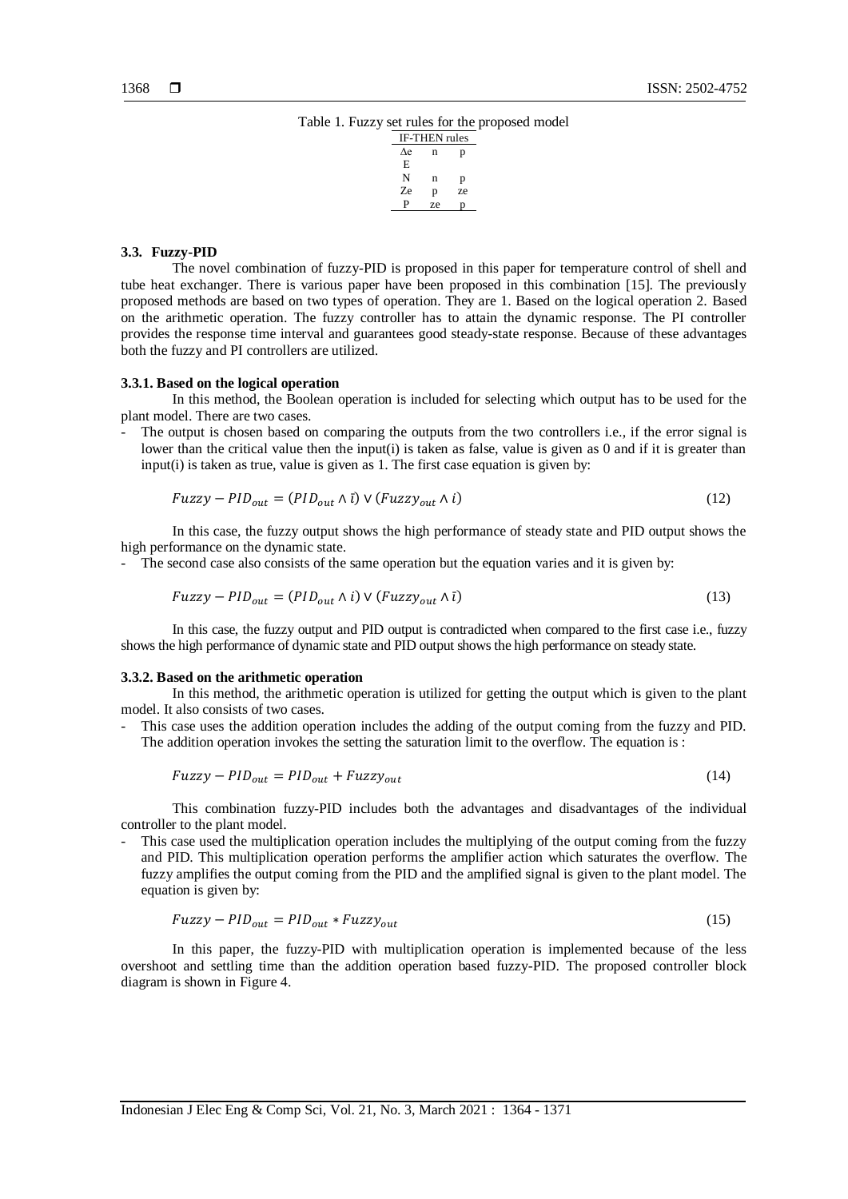Table 1. Fuzzy set rules for the proposed model

| IF-THEN rules | | |
|---|---|---|
| Δe<br>E | n | p |
| N | n | p |
| Ze | p | ze |
| P | ze | p |

### 3.3. Fuzzy-PID

The novel combination of fuzzy-PID is proposed in this paper for temperature control of shell and tube heat exchanger. There is various paper have been proposed in this combination [15]. The previously proposed methods are based on two types of operation. They are 1. Based on the logical operation 2. Based on the arithmetic operation. The fuzzy controller has to attain the dynamic response. The PI controller provides the response time interval and guarantees good steady-state response. Because of these advantages both the fuzzy and PI controllers are utilized.

#### 3.3.1. Based on the logical operation

In this method, the Boolean operation is included for selecting which output has to be used for the plant model. There are two cases.

- The output is chosen based on comparing the outputs from the two controllers i.e., if the error signal is lower than the critical value then the input(i) is taken as false, value is given as 0 and if it is greater than input(i) is taken as true, value is given as 1. The first case equation is given by:

$$Fuzzy - PID_{out} = (PID_{out} \wedge \bar{\imath}) \vee (Fuzzy_{out} \wedge i) \tag{12}$$

In this case, the fuzzy output shows the high performance of steady state and PID output shows the high performance on the dynamic state.

- The second case also consists of the same operation but the equation varies and it is given by:

$$Fuzzy - PID_{out} = (PID_{out} \wedge i) \vee (Fuzzy_{out} \wedge \bar{\imath}) \tag{13}$$

In this case, the fuzzy output and PID output is contradicted when compared to the first case i.e., fuzzy shows the high performance of dynamic state and PID output shows the high performance on steady state.

#### 3.3.2. Based on the arithmetic operation

In this method, the arithmetic operation is utilized for getting the output which is given to the plant model. It also consists of two cases.

- This case uses the addition operation includes the adding of the output coming from the fuzzy and PID. The addition operation invokes the setting the saturation limit to the overflow. The equation is :

$$Fuzzy - PID_{out} = PID_{out} + Fuzzy_{out} \tag{14}$$

This combination fuzzy-PID includes both the advantages and disadvantages of the individual controller to the plant model.

- This case used the multiplication operation includes the multiplying of the output coming from the fuzzy and PID. This multiplication operation performs the amplifier action which saturates the overflow. The fuzzy amplifies the output coming from the PID and the amplified signal is given to the plant model. The equation is given by:

$$Fuzzy - PID_{out} = PID_{out} * Fuzzy_{out} \tag{15}$$

In this paper, the fuzzy-PID with multiplication operation is implemented because of the less overshoot and settling time than the addition operation based fuzzy-PID. The proposed controller block diagram is shown in Figure 4.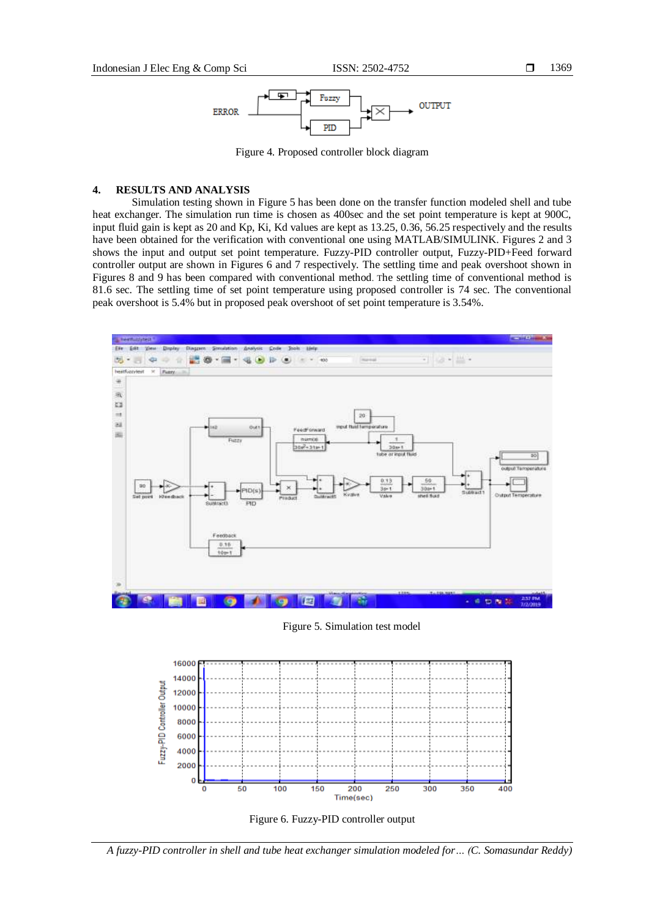Figure 4. Proposed controller block diagram

## 4. RESULTS AND ANALYSIS

Simulation testing shown in Figure 5 has been done on the transfer function modeled shell and tube heat exchanger. The simulation run time is chosen as 400sec and the set point temperature is kept at 900C, input fluid gain is kept as 20 and Kp, Ki, Kd values are kept as 13.25, 0.36, 56.25 respectively and the results have been obtained for the verification with conventional one using MATLAB/SIMULINK. Figures 2 and 3 shows the input and output set point temperature. Fuzzy-PID controller output, Fuzzy-PID+Feed forward controller output are shown in Figures 6 and 7 respectively. The settling time and peak overshoot shown in Figures 8 and 9 has been compared with conventional method. The settling time of conventional method is 81.6 sec. The settling time of set point temperature using proposed controller is 74 sec. The conventional peak overshoot is 5.4% but in proposed peak overshoot of set point temperature is 3.54%.

Figure 5. Simulation test model

Figure 6. Fuzzy-PID controller output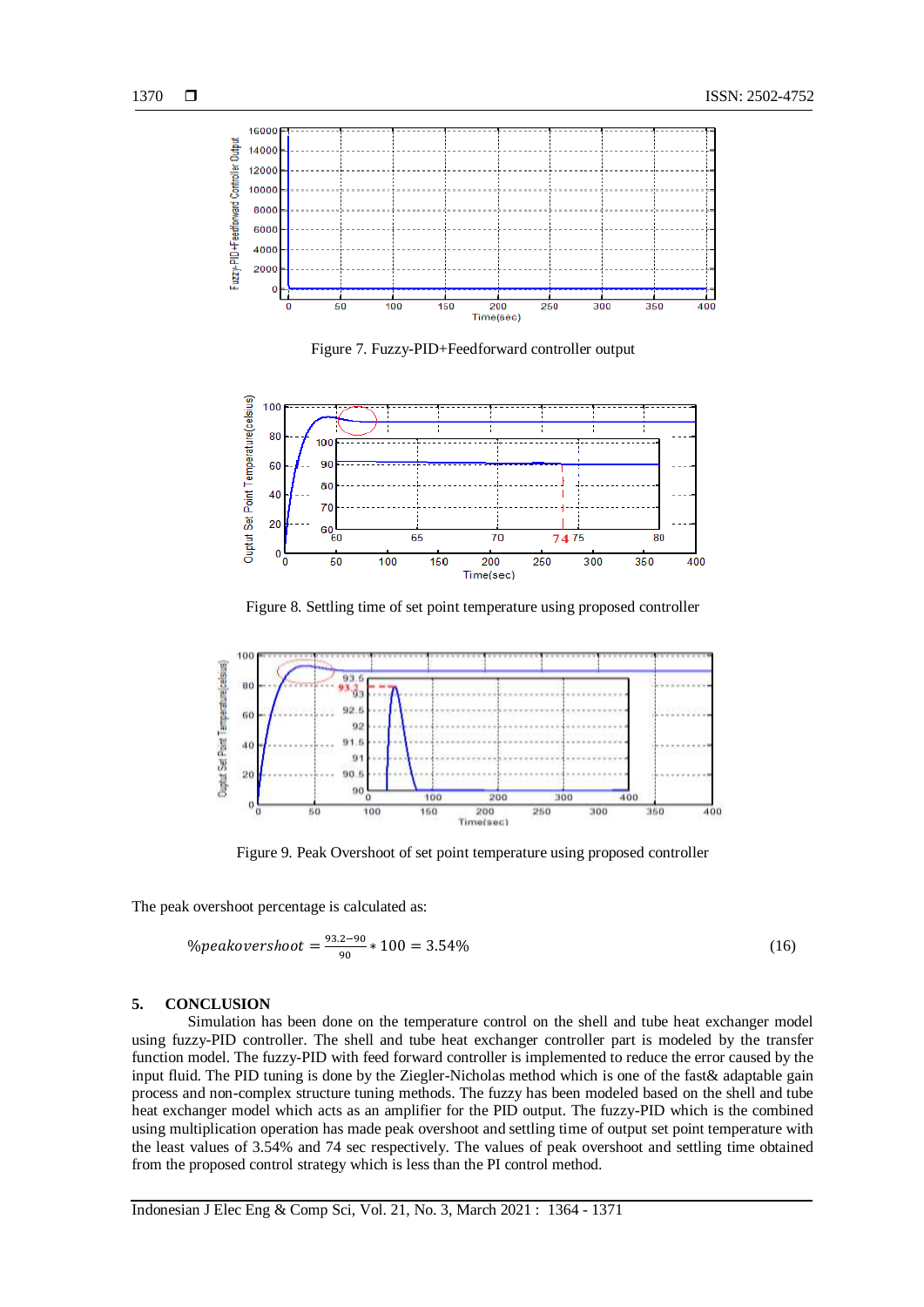Figure 7. Fuzzy-PID+Feedforward controller output

Figure 8. Settling time of set point temperature using proposed controller

Figure 9. Peak Overshoot of set point temperature using proposed controller

The peak overshoot percentage is calculated as:

$$\%peakovershoot = \frac{93.2-90}{90} * 100 = 3.54\% \quad (16)$$

## 5. CONCLUSION

Simulation has been done on the temperature control on the shell and tube heat exchanger model using fuzzy-PID controller. The shell and tube heat exchanger controller part is modeled by the transfer function model. The fuzzy-PID with feed forward controller is implemented to reduce the error caused by the input fluid. The PID tuning is done by the Ziegler-Nicholas method which is one of the fast& adaptable gain process and non-complex structure tuning methods. The fuzzy has been modeled based on the shell and tube heat exchanger model which acts as an amplifier for the PID output. The fuzzy-PID which is the combined using multiplication operation has made peak overshoot and settling time of output set point temperature with the least values of 3.54% and 74 sec respectively. The values of peak overshoot and settling time obtained from the proposed control strategy which is less than the PI control method.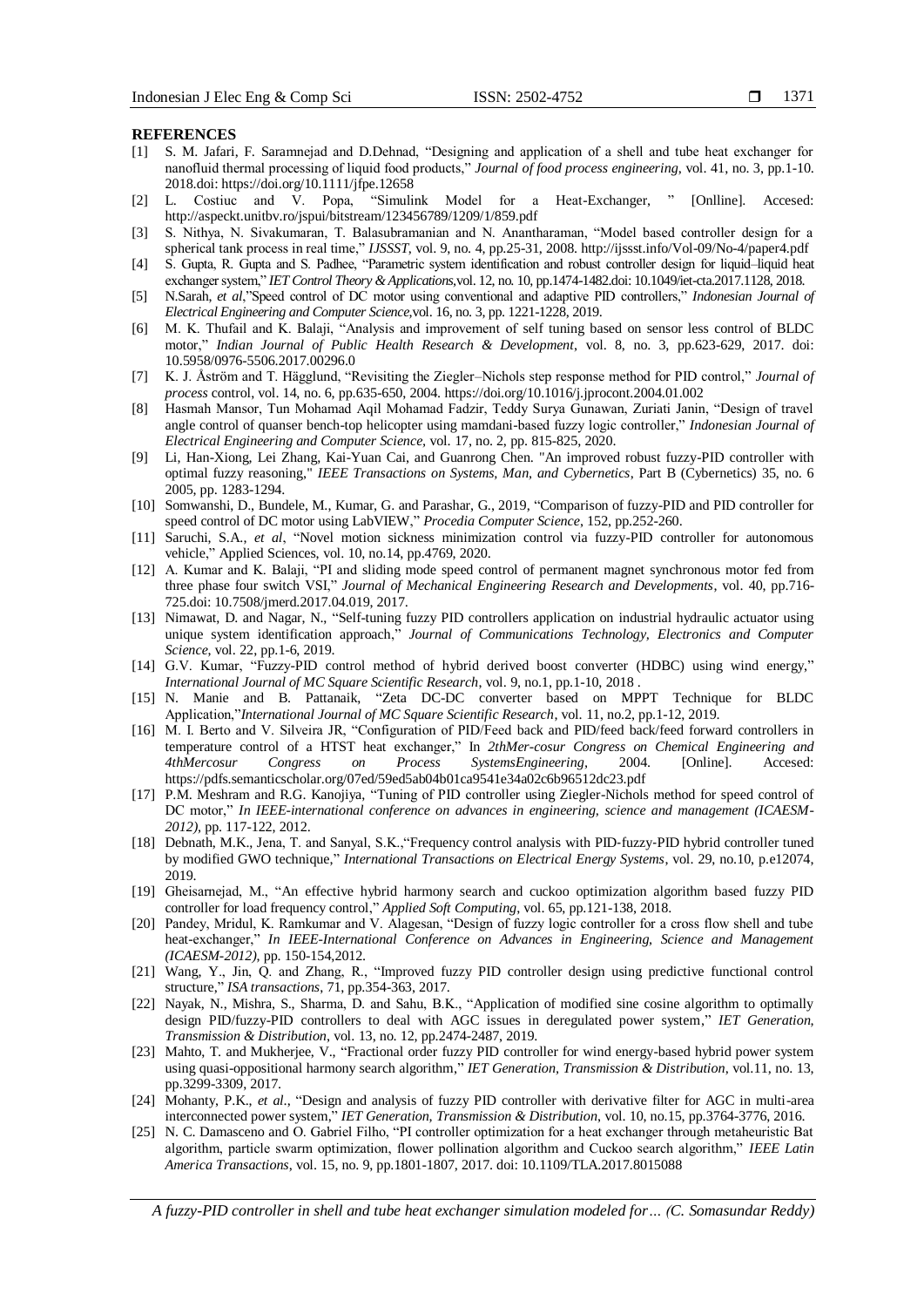## REFERENCES

[1] S. M. Jafari, F. Saramnejad and D.Dehnad, "Designing and application of a shell and tube heat exchanger for nanofluid thermal processing of liquid food products," *Journal of food process engineering*, vol. 41, no. 3, pp.1-10. 2018.doi: https://doi.org/10.1111/jfpe.12658

[2] L. Costiuc and V. Popa, "Simulink Model for a Heat-Exchanger, " [Onlline]. Accesed: http://aspeckt.unitbv.ro/jspui/bitstream/123456789/1209/1/859.pdf

[3] S. Nithya, N. Sivakumaran, T. Balasubramanian and N. Anantharaman, "Model based controller design for a spherical tank process in real time," *IJSSST*, vol. 9, no. 4, pp.25-31, 2008. http://ijssst.info/Vol-09/No-4/paper4.pdf

[4] S. Gupta, R. Gupta and S. Padhee, "Parametric system identification and robust controller design for liquid–liquid heat exchanger system," *IET Control Theory & Applications*,vol. 12, no. 10, pp.1474-1482.doi: 10.1049/iet-cta.2017.1128, 2018.

[5] N.Sarah, *et al*,"Speed control of DC motor using conventional and adaptive PID controllers," *Indonesian Journal of Electrical Engineering and Computer Science*,vol. 16, no. 3, pp. 1221-1228, 2019.

[6] M. K. Thufail and K. Balaji, "Analysis and improvement of self tuning based on sensor less control of BLDC motor," *Indian Journal of Public Health Research & Development*, vol. 8, no. 3, pp.623-629, 2017. doi: 10.5958/0976-5506.2017.00296.0

[7] K. J. Åström and T. Hägglund, "Revisiting the Ziegler–Nichols step response method for PID control," *Journal of process* control, vol. 14, no. 6, pp.635-650, 2004. https://doi.org/10.1016/j.jprocont.2004.01.002

[8] Hasmah Mansor, Tun Mohamad Aqil Mohamad Fadzir, Teddy Surya Gunawan, Zuriati Janin, "Design of travel angle control of quanser bench-top helicopter using mamdani-based fuzzy logic controller," *Indonesian Journal of Electrical Engineering and Computer Science*, vol. 17, no. 2, pp. 815-825, 2020.

[9] Li, Han-Xiong, Lei Zhang, Kai-Yuan Cai, and Guanrong Chen. "An improved robust fuzzy-PID controller with optimal fuzzy reasoning," *IEEE Transactions on Systems, Man, and Cybernetics*, Part B (Cybernetics) 35, no. 6 2005, pp. 1283-1294.

[10] Somwanshi, D., Bundele, M., Kumar, G. and Parashar, G., 2019, "Comparison of fuzzy-PID and PID controller for speed control of DC motor using LabVIEW," *Procedia Computer Science*, 152, pp.252-260.

[11] Saruchi, S.A., *et al*, "Novel motion sickness minimization control via fuzzy-PID controller for autonomous vehicle," Applied Sciences, vol. 10, no.14, pp.4769, 2020.

[12] A. Kumar and K. Balaji, "PI and sliding mode speed control of permanent magnet synchronous motor fed from three phase four switch VSI," *Journal of Mechanical Engineering Research and Developments*, vol. 40, pp.716-725.doi: 10.7508/jmerd.2017.04.019, 2017.

[13] Nimawat, D. and Nagar, N., "Self-tuning fuzzy PID controllers application on industrial hydraulic actuator using unique system identification approach," *Journal of Communications Technology, Electronics and Computer Science*, vol. 22, pp.1-6, 2019.

[14] G.V. Kumar, "Fuzzy-PID control method of hybrid derived boost converter (HDBC) using wind energy," *International Journal of MC Square Scientific Research*, vol. 9, no.1, pp.1-10, 2018 .

[15] N. Manie and B. Pattanaik, "Zeta DC-DC converter based on MPPT Technique for BLDC Application,"*International Journal of MC Square Scientific Research*, vol. 11, no.2, pp.1-12, 2019.

[16] M. I. Berto and V. Silveira JR, "Configuration of PID/Feed back and PID/feed back/feed forward controllers in temperature control of a HTST heat exchanger," In *2thMer-cosur Congress on Chemical Engineering and 4thMercosur Congress on Process SystemsEngineering*, 2004. [Online]. Accesed: https://pdfs.semanticscholar.org/07ed/59ed5ab04b01ca9541e34a02c6b96512dc23.pdf

[17] P.M. Meshram and R.G. Kanojiya, "Tuning of PID controller using Ziegler-Nichols method for speed control of DC motor," *In IEEE-international conference on advances in engineering, science and management (ICAESM-2012)*, pp. 117-122, 2012.

[18] Debnath, M.K., Jena, T. and Sanyal, S.K.,"Frequency control analysis with PID‐fuzzy‐PID hybrid controller tuned by modified GWO technique," *International Transactions on Electrical Energy Systems*, vol. 29, no.10, p.e12074, 2019.

[19] Gheisarnejad, M., "An effective hybrid harmony search and cuckoo optimization algorithm based fuzzy PID controller for load frequency control," *Applied Soft Computing*, vol. 65, pp.121-138, 2018.

[20] Pandey, Mridul, K. Ramkumar and V. Alagesan, "Design of fuzzy logic controller for a cross flow shell and tube heat-exchanger," *In IEEE-International Conference on Advances in Engineering, Science and Management (ICAESM-2012)*, pp. 150-154,2012.

[21] Wang, Y., Jin, Q. and Zhang, R., "Improved fuzzy PID controller design using predictive functional control structure," *ISA transactions*, 71, pp.354-363, 2017.

[22] Nayak, N., Mishra, S., Sharma, D. and Sahu, B.K., "Application of modified sine cosine algorithm to optimally design PID/fuzzy-PID controllers to deal with AGC issues in deregulated power system," *IET Generation, Transmission & Distribution*, vol. 13, no. 12, pp.2474-2487, 2019.

[23] Mahto, T. and Mukherjee, V., "Fractional order fuzzy PID controller for wind energy-based hybrid power system using quasi-oppositional harmony search algorithm," *IET Generation, Transmission & Distribution*, vol.11, no. 13, pp.3299-3309, 2017.

[24] Mohanty, P.K., *et al.*, "Design and analysis of fuzzy PID controller with derivative filter for AGC in multi-area interconnected power system," *IET Generation, Transmission & Distribution*, vol. 10, no.15, pp.3764-3776, 2016.

[25] N. C. Damasceno and O. Gabriel Filho, "PI controller optimization for a heat exchanger through metaheuristic Bat algorithm, particle swarm optimization, flower pollination algorithm and Cuckoo search algorithm," *IEEE Latin America Transactions*, vol. 15, no. 9, pp.1801-1807, 2017. doi: 10.1109/TLA.2017.8015088